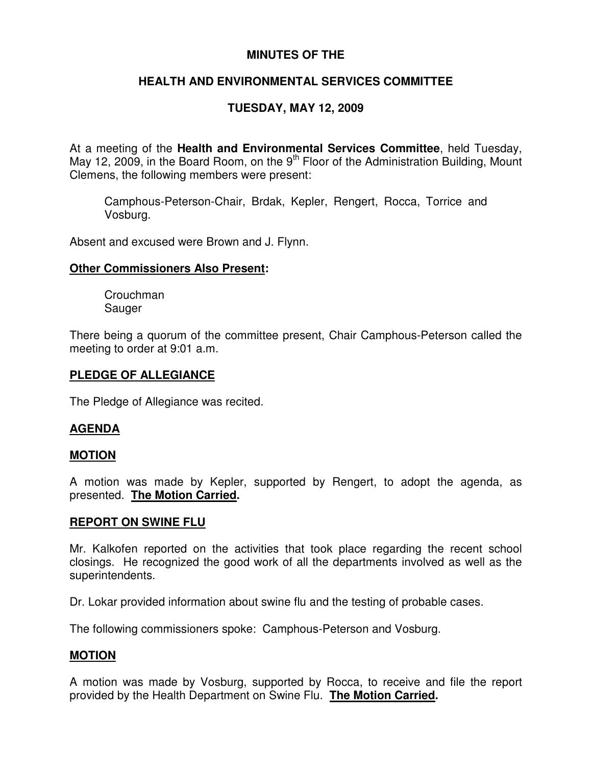# MINUTES OF THE

# HEALTH AND ENVIRONMENTAL SERVICES COMMITTEE

# TUESDAY, MAY 12, 2009

At a meeting of the **Health and Environmental Services Committee**, held Tuesday, May 12, 2009, in the Board Room, on the 9th Floor of the Administration Building, Mount Clemens, the following members were present:

> Camphous-Peterson-Chair, Brdak, Kepler, Rengert, Rocca, Torrice and Vosburg.

Absent and excused were Brown and J. Flynn.

**Other Commissioners Also Present:**

> Crouchman
> Sauger

There being a quorum of the committee present, Chair Camphous-Peterson called the meeting to order at 9:01 a.m.

## PLEDGE OF ALLEGIANCE

The Pledge of Allegiance was recited.

## AGENDA

## MOTION

A motion was made by Kepler, supported by Rengert, to adopt the agenda, as presented. **The Motion Carried.**

## REPORT ON SWINE FLU

Mr. Kalkofen reported on the activities that took place regarding the recent school closings. He recognized the good work of all the departments involved as well as the superintendents.

Dr. Lokar provided information about swine flu and the testing of probable cases.

The following commissioners spoke: Camphous-Peterson and Vosburg.

## MOTION

A motion was made by Vosburg, supported by Rocca, to receive and file the report provided by the Health Department on Swine Flu. **The Motion Carried.**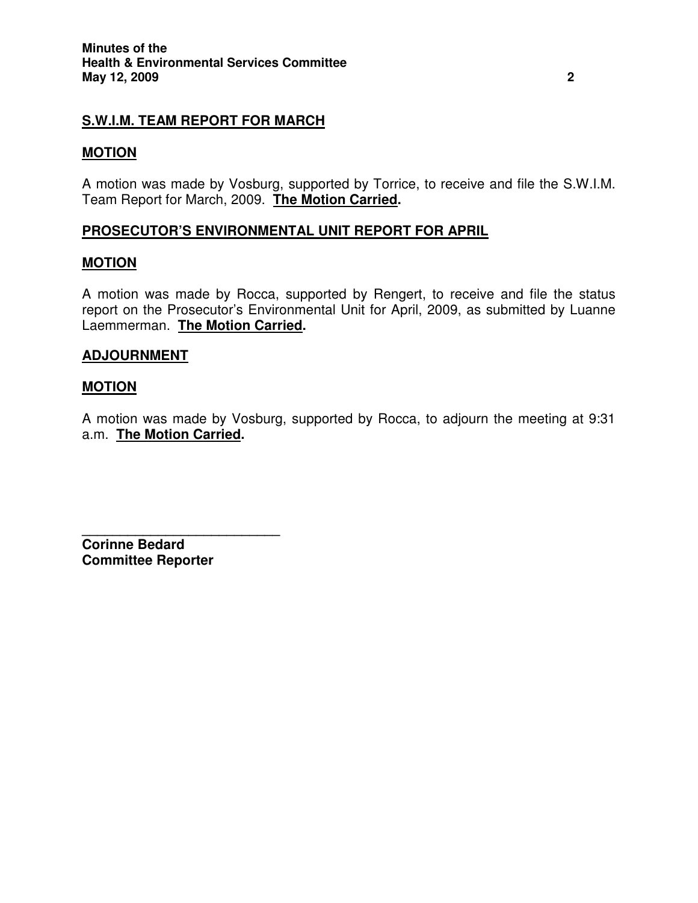## S.W.I.M. TEAM REPORT FOR MARCH

### MOTION

A motion was made by Vosburg, supported by Torrice, to receive and file the S.W.I.M. Team Report for March, 2009. **The Motion Carried.**

## PROSECUTOR'S ENVIRONMENTAL UNIT REPORT FOR APRIL

### MOTION

A motion was made by Rocca, supported by Rengert, to receive and file the status report on the Prosecutor's Environmental Unit for April, 2009, as submitted by Luanne Laemmerman. **The Motion Carried.**

## ADJOURNMENT

### MOTION

A motion was made by Vosburg, supported by Rocca, to adjourn the meeting at 9:31 a.m. **The Motion Carried.**

___________________________

**Corinne Bedard**
**Committee Reporter**